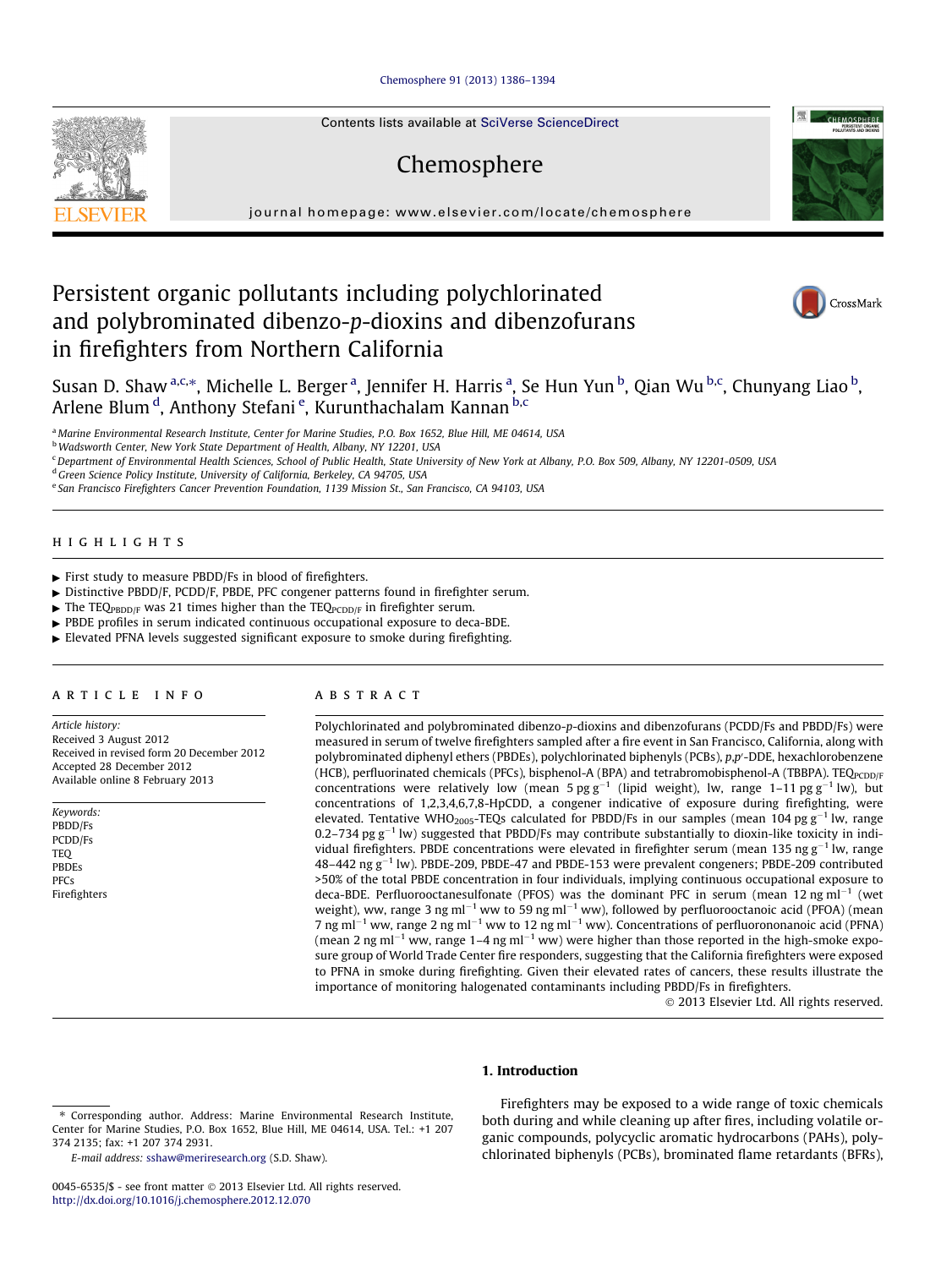# Persistent organic pollutants including polychlorinated and polybrominated dibenzo-*p*-dioxins and dibenzofurans in firefighters from Northern California

Susan D. Shaw [a,c,*], Michelle L. Berger [a], Jennifer H. Harris [a], Se Hun Yun [b], Qian Wu [b,c], Chunyang Liao [b], Arlene Blum [d], Anthony Stefani [e], Kurunthachalam Kannan [b,c]

[a] Marine Environmental Research Institute, Center for Marine Studies, P.O. Box 1652, Blue Hill, ME 04614, USA
[b] Wadsworth Center, New York State Department of Health, Albany, NY 12201, USA
[c] Department of Environmental Health Sciences, School of Public Health, State University of New York at Albany, P.O. Box 509, Albany, NY 12201-0509, USA
[d] Green Science Policy Institute, University of California, Berkeley, CA 94705, USA
[e] San Francisco Firefighters Cancer Prevention Foundation, 1139 Mission St., San Francisco, CA 94103, USA

## HIGHLIGHTS

- First study to measure PBDD/Fs in blood of firefighters.
- Distinctive PBDD/F, PCDD/F, PBDE, PFC congener patterns found in firefighter serum.
- The $TEQ_{PBDD/F}$ was 21 times higher than the $TEQ_{PCDD/F}$ in firefighter serum.
- PBDE profiles in serum indicated continuous occupational exposure to deca-BDE.
- Elevated PFNA levels suggested significant exposure to smoke during firefighting.

## ARTICLE INFO

*Article history:*
Received 3 August 2012
Received in revised form 20 December 2012
Accepted 28 December 2012
Available online 8 February 2013

*Keywords:*
PBDD/Fs
PCDD/Fs
TEQ
PBDEs
PFCs
Firefighters

## ABSTRACT

Polychlorinated and polybrominated dibenzo-*p*-dioxins and dibenzofurans (PCDD/Fs and PBDD/Fs) were measured in serum of twelve firefighters sampled after a fire event in San Francisco, California, along with polybrominated diphenyl ethers (PBDEs), polychlorinated biphenyls (PCBs), *p,p'*-DDE, hexachlorobenzene (HCB), perfluorinated chemicals (PFCs), bisphenol-A (BPA) and tetrabromobisphenol-A (TBBPA). $TEQ_{PCDD/F}$ concentrations were relatively low (mean 5 pg $g^{-1}$ (lipid weight), lw, range 1–11 pg $g^{-1}$ lw), but concentrations of 1,2,3,4,6,7,8-HpCDD, a congener indicative of exposure during firefighting, were elevated. Tentative $WHO_{2005}$-TEQs calculated for PBDD/Fs in our samples (mean 104 pg $g^{-1}$ lw, range 0.2–734 pg $g^{-1}$ lw) suggested that PBDD/Fs may contribute substantially to dioxin-like toxicity in individual firefighters. PBDE concentrations were elevated in firefighter serum (mean 135 ng $g^{-1}$ lw, range 48–442 ng $g^{-1}$ lw). PBDE-209, PBDE-47 and PBDE-153 were prevalent congeners; PBDE-209 contributed >50% of the total PBDE concentration in four individuals, implying continuous occupational exposure to deca-BDE. Perfluorooctanesulfonate (PFOS) was the dominant PFC in serum (mean 12 ng $ml^{-1}$ (wet weight), ww, range 3 ng $ml^{-1}$ ww to 59 ng $ml^{-1}$ ww), followed by perfluorooctanoic acid (PFOA) (mean 7 ng $ml^{-1}$ ww, range 2 ng $ml^{-1}$ ww to 12 ng $ml^{-1}$ ww). Concentrations of perfluorononanoic acid (PFNA) (mean 2 ng $ml^{-1}$ ww, range 1–4 ng $ml^{-1}$ ww) were higher than those reported in the high-smoke exposure group of World Trade Center fire responders, suggesting that the California firefighters were exposed to PFNA in smoke during firefighting. Given their elevated rates of cancers, these results illustrate the importance of monitoring halogenated contaminants including PBDD/Fs in firefighters.

© 2013 Elsevier Ltd. All rights reserved.

## 1. Introduction

Firefighters may be exposed to a wide range of toxic chemicals both during and while cleaning up after fires, including volatile organic compounds, polycyclic aromatic hydrocarbons (PAHs), polychlorinated biphenyls (PCBs), brominated flame retardants (BFRs),

---

* Corresponding author. Address: Marine Environmental Research Institute, Center for Marine Studies, P.O. Box 1652, Blue Hill, ME 04614, USA. Tel.: +1 207 374 2135; fax: +1 207 374 2931.
*E-mail address:* sshaw@meriresearch.org (S.D. Shaw).

0045-6535/$ - see front matter © 2013 Elsevier Ltd. All rights reserved.
http://dx.doi.org/10.1016/j.chemosphere.2012.12.070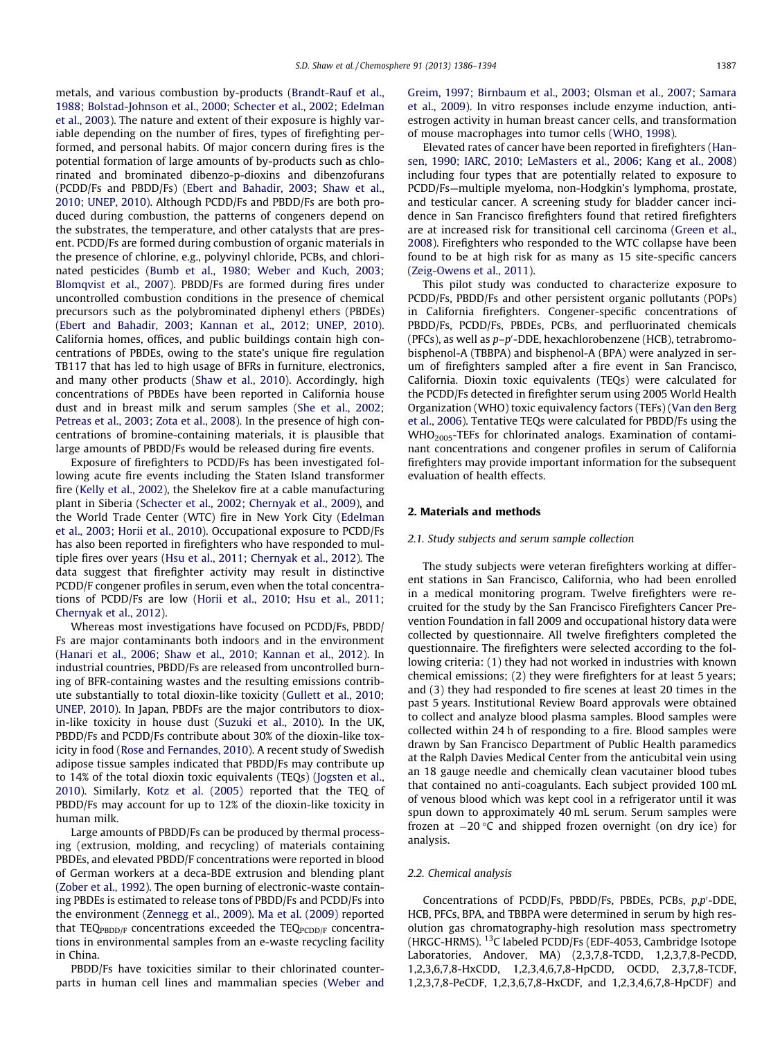metals, and various combustion by-products (Brandt-Rauf et al., 1988; Bolstad-Johnson et al., 2000; Schecter et al., 2002; Edelman et al., 2003). The nature and extent of their exposure is highly variable depending on the number of fires, types of firefighting performed, and personal habits. Of major concern during fires is the potential formation of large amounts of by-products such as chlorinated and brominated dibenzo-p-dioxins and dibenzofurans (PCDD/Fs and PBDD/Fs) (Ebert and Bahadir, 2003; Shaw et al., 2010; UNEP, 2010). Although PCDD/Fs and PBDD/Fs are both produced during combustion, the patterns of congeners depend on the substrates, the temperature, and other catalysts that are present. PCDD/Fs are formed during combustion of organic materials in the presence of chlorine, e.g., polyvinyl chloride, PCBs, and chlorinated pesticides (Bumb et al., 1980; Weber and Kuch, 2003; Blomqvist et al., 2007). PBDD/Fs are formed during fires under uncontrolled combustion conditions in the presence of chemical precursors such as the polybrominated diphenyl ethers (PBDEs) (Ebert and Bahadir, 2003; Kannan et al., 2012; UNEP, 2010). California homes, offices, and public buildings contain high concentrations of PBDEs, owing to the state's unique fire regulation TB117 that has led to high usage of BFRs in furniture, electronics, and many other products (Shaw et al., 2010). Accordingly, high concentrations of PBDEs have been reported in California house dust and in breast milk and serum samples (She et al., 2002; Petreas et al., 2003; Zota et al., 2008). In the presence of high concentrations of bromine-containing materials, it is plausible that large amounts of PBDD/Fs would be released during fire events.

Exposure of firefighters to PCDD/Fs has been investigated following acute fire events including the Staten Island transformer fire (Kelly et al., 2002), the Shelekov fire at a cable manufacturing plant in Siberia (Schecter et al., 2002; Chernyak et al., 2009), and the World Trade Center (WTC) fire in New York City (Edelman et al., 2003; Horii et al., 2010). Occupational exposure to PCDD/Fs has also been reported in firefighters who have responded to multiple fires over years (Hsu et al., 2011; Chernyak et al., 2012). The data suggest that firefighter activity may result in distinctive PCDD/F congener profiles in serum, even when the total concentrations of PCDD/Fs are low (Horii et al., 2010; Hsu et al., 2011; Chernyak et al., 2012).

Whereas most investigations have focused on PCDD/Fs, PBDD/Fs are major contaminants both indoors and in the environment (Hanari et al., 2006; Shaw et al., 2010; Kannan et al., 2012). In industrial countries, PBDD/Fs are released from uncontrolled burning of BFR-containing wastes and the resulting emissions contribute substantially to total dioxin-like toxicity (Gullett et al., 2010; UNEP, 2010). In Japan, PBDFs are the major contributors to dioxin-like toxicity in house dust (Suzuki et al., 2010). In the UK, PBDD/Fs and PCDD/Fs contribute about 30% of the dioxin-like toxicity in food (Rose and Fernandes, 2010). A recent study of Swedish adipose tissue samples indicated that PBDD/Fs may contribute up to 14% of the total dioxin toxic equivalents (TEQs) (Jogsten et al., 2010). Similarly, Kotz et al. (2005) reported that the TEQ of PBDD/Fs may account for up to 12% of the dioxin-like toxicity in human milk.

Large amounts of PBDD/Fs can be produced by thermal processing (extrusion, molding, and recycling) of materials containing PBDEs, and elevated PBDD/F concentrations were reported in blood of German workers at a deca-BDE extrusion and blending plant (Zober et al., 1992). The open burning of electronic-waste containing PBDEs is estimated to release tons of PBDD/Fs and PCDD/Fs into the environment (Zennegg et al., 2009). Ma et al. (2009) reported that $TEQ_{PBDD/F}$ concentrations exceeded the $TEQ_{PCDD/F}$ concentrations in environmental samples from an e-waste recycling facility in China.

PBDD/Fs have toxicities similar to their chlorinated counterparts in human cell lines and mammalian species (Weber and Greim, 1997; Birnbaum et al., 2003; Olsman et al., 2007; Samara et al., 2009). In vitro responses include enzyme induction, anti-estrogen activity in human breast cancer cells, and transformation of mouse macrophages into tumor cells (WHO, 1998).

Elevated rates of cancer have been reported in firefighters (Hansen, 1990; IARC, 2010; LeMasters et al., 2006; Kang et al., 2008) including four types that are potentially related to exposure to PCDD/Fs—multiple myeloma, non-Hodgkin's lymphoma, prostate, and testicular cancer. A screening study for bladder cancer incidence in San Francisco firefighters found that retired firefighters are at increased risk for transitional cell carcinoma (Green et al., 2008). Firefighters who responded to the WTC collapse have been found to be at high risk for as many as 15 site-specific cancers (Zeig-Owens et al., 2011).

This pilot study was conducted to characterize exposure to PCDD/Fs, PBDD/Fs and other persistent organic pollutants (POPs) in California firefighters. Congener-specific concentrations of PBDD/Fs, PCDD/Fs, PBDEs, PCBs, and perfluorinated chemicals (PFCs), as well as $p$–$p'$-DDE, hexachlorobenzene (HCB), tetrabromobisphenol-A (TBBPA) and bisphenol-A (BPA) were analyzed in serum of firefighters sampled after a fire event in San Francisco, California. Dioxin toxic equivalents (TEQs) were calculated for the PCDD/Fs detected in firefighter serum using 2005 World Health Organization (WHO) toxic equivalency factors (TEFs) (Van den Berg et al., 2006). Tentative TEQs were calculated for PBDD/Fs using the $WHO_{2005}$-TEFs for chlorinated analogs. Examination of contaminant concentrations and congener profiles in serum of California firefighters may provide important information for the subsequent evaluation of health effects.

## 2. Materials and methods

### 2.1. Study subjects and serum sample collection

The study subjects were veteran firefighters working at different stations in San Francisco, California, who had been enrolled in a medical monitoring program. Twelve firefighters were recruited for the study by the San Francisco Firefighters Cancer Prevention Foundation in fall 2009 and occupational history data were collected by questionnaire. All twelve firefighters completed the questionnaire. The firefighters were selected according to the following criteria: (1) they had not worked in industries with known chemical emissions; (2) they were firefighters for at least 5 years; and (3) they had responded to fire scenes at least 20 times in the past 5 years. Institutional Review Board approvals were obtained to collect and analyze blood plasma samples. Blood samples were collected within 24 h of responding to a fire. Blood samples were drawn by San Francisco Department of Public Health paramedics at the Ralph Davies Medical Center from the anticubital vein using an 18 gauge needle and chemically clean vacutainer blood tubes that contained no anti-coagulants. Each subject provided 100 mL of venous blood which was kept cool in a refrigerator until it was spun down to approximately 40 mL serum. Serum samples were frozen at −20 °C and shipped frozen overnight (on dry ice) for analysis.

### 2.2. Chemical analysis

Concentrations of PCDD/Fs, PBDD/Fs, PBDEs, PCBs, $p,p'$-DDE, HCB, PFCs, BPA, and TBBPA were determined in serum by high resolution gas chromatography-high resolution mass spectrometry (HRGC-HRMS). $^{13}$C labeled PCDD/Fs (EDF-4053, Cambridge Isotope Laboratories, Andover, MA) (2,3,7,8-TCDD, 1,2,3,7,8-PeCDD, 1,2,3,6,7,8-HxCDD, 1,2,3,4,6,7,8-HpCDD, OCDD, 2,3,7,8-TCDF, 1,2,3,7,8-PeCDF, 1,2,3,6,7,8-HxCDF, and 1,2,3,4,6,7,8-HpCDF) and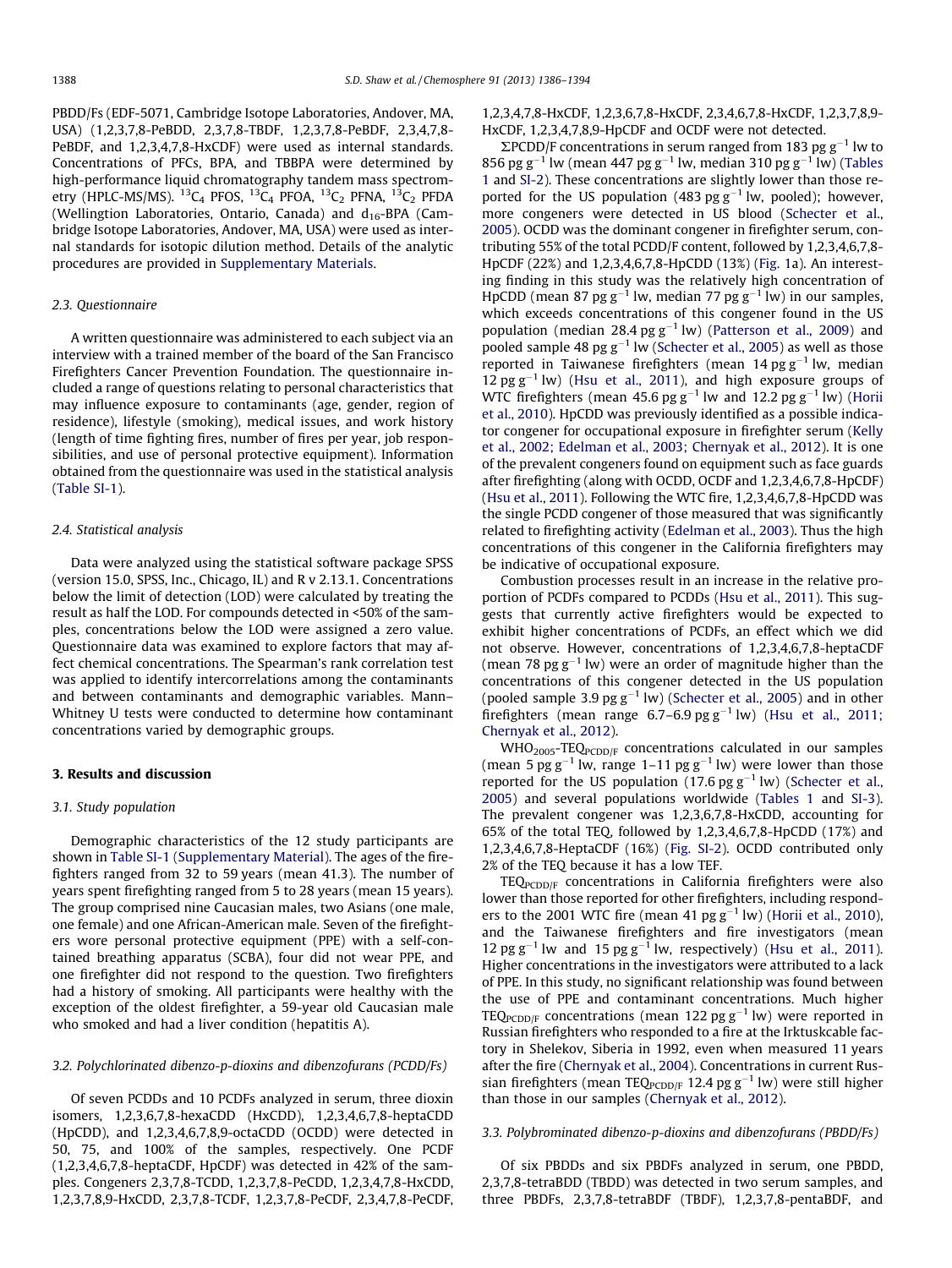PBDD/Fs (EDF-5071, Cambridge Isotope Laboratories, Andover, MA, USA) (1,2,3,7,8-PeBDD, 2,3,7,8-TBDF, 1,2,3,7,8-PeBDF, 2,3,4,7,8-PeBDF, and 1,2,3,4,7,8-HxCDF) were used as internal standards. Concentrations of PFCs, BPA, and TBBPA were determined by high-performance liquid chromatography tandem mass spectrometry (HPLC-MS/MS). $^{13}C_4$ PFOS, $^{13}C_4$ PFOA, $^{13}C_2$ PFNA, $^{13}C_2$ PFDA (Wellingtion Laboratories, Ontario, Canada) and $d_{16}$-BPA (Cambridge Isotope Laboratories, Andover, MA, USA) were used as internal standards for isotopic dilution method. Details of the analytic procedures are provided in Supplementary Materials.

### 2.3. Questionnaire

A written questionnaire was administered to each subject via an interview with a trained member of the board of the San Francisco Firefighters Cancer Prevention Foundation. The questionnaire included a range of questions relating to personal characteristics that may influence exposure to contaminants (age, gender, region of residence), lifestyle (smoking), medical issues, and work history (length of time fighting fires, number of fires per year, job responsibilities, and use of personal protective equipment). Information obtained from the questionnaire was used in the statistical analysis (Table SI-1).

### 2.4. Statistical analysis

Data were analyzed using the statistical software package SPSS (version 15.0, SPSS, Inc., Chicago, IL) and R v 2.13.1. Concentrations below the limit of detection (LOD) were calculated by treating the result as half the LOD. For compounds detected in <50% of the samples, concentrations below the LOD were assigned a zero value. Questionnaire data was examined to explore factors that may affect chemical concentrations. The Spearman's rank correlation test was applied to identify intercorrelations among the contaminants and between contaminants and demographic variables. Mann–Whitney U tests were conducted to determine how contaminant concentrations varied by demographic groups.

## 3. Results and discussion

### 3.1. Study population

Demographic characteristics of the 12 study participants are shown in Table SI-1 (Supplementary Material). The ages of the firefighters ranged from 32 to 59 years (mean 41.3). The number of years spent firefighting ranged from 5 to 28 years (mean 15 years). The group comprised nine Caucasian males, two Asians (one male, one female) and one African-American male. Seven of the firefighters wore personal protective equipment (PPE) with a self-contained breathing apparatus (SCBA), four did not wear PPE, and one firefighter did not respond to the question. Two firefighters had a history of smoking. All participants were healthy with the exception of the oldest firefighter, a 59-year old Caucasian male who smoked and had a liver condition (hepatitis A).

### 3.2. Polychlorinated dibenzo-p-dioxins and dibenzofurans (PCDD/Fs)

Of seven PCDDs and 10 PCDFs analyzed in serum, three dioxin isomers, 1,2,3,6,7,8-hexaCDD (HxCDD), 1,2,3,4,6,7,8-heptaCDD (HpCDD), and 1,2,3,4,6,7,8,9-octaCDD (OCDD) were detected in 50, 75, and 100% of the samples, respectively. One PCDF (1,2,3,4,6,7,8-heptaCDF, HpCDF) was detected in 42% of the samples. Congeners 2,3,7,8-TCDD, 1,2,3,7,8-PeCDD, 1,2,3,4,7,8-HxCDD, 1,2,3,7,8,9-HxCDD, 2,3,7,8-TCDF, 1,2,3,7,8-PeCDF, 2,3,4,7,8-PeCDF, 1,2,3,4,7,8-HxCDF, 1,2,3,6,7,8-HxCDF, 2,3,4,6,7,8-HxCDF, 1,2,3,7,8,9-HxCDF, 1,2,3,4,7,8,9-HpCDF and OCDF were not detected.

ΣPCDD/F concentrations in serum ranged from 183 pg $g^{-1}$ lw to 856 pg $g^{-1}$ lw (mean 447 pg $g^{-1}$ lw, median 310 pg $g^{-1}$ lw) (Tables 1 and SI-2). These concentrations are slightly lower than those reported for the US population (483 pg $g^{-1}$ lw, pooled); however, more congeners were detected in US blood (Schecter et al., 2005). OCDD was the dominant congener in firefighter serum, contributing 55% of the total PCDD/F content, followed by 1,2,3,4,6,7,8-HpCDF (22%) and 1,2,3,4,6,7,8-HpCDD (13%) (Fig. 1a). An interesting finding in this study was the relatively high concentration of HpCDD (mean 87 pg $g^{-1}$ lw, median 77 pg $g^{-1}$ lw) in our samples, which exceeds concentrations of this congener found in the US population (median 28.4 pg $g^{-1}$ lw) (Patterson et al., 2009) and pooled sample 48 pg $g^{-1}$ lw (Schecter et al., 2005) as well as those reported in Taiwanese firefighters (mean 14 pg $g^{-1}$ lw, median 12 pg $g^{-1}$ lw) (Hsu et al., 2011), and high exposure groups of WTC firefighters (mean 45.6 pg $g^{-1}$ lw and 12.2 pg $g^{-1}$ lw) (Horii et al., 2010). HpCDD was previously identified as a possible indicator congener for occupational exposure in firefighter serum (Kelly et al., 2002; Edelman et al., 2003; Chernyak et al., 2012). It is one of the prevalent congeners found on equipment such as face guards after firefighting (along with OCDD, OCDF and 1,2,3,4,6,7,8-HpCDF) (Hsu et al., 2011). Following the WTC fire, 1,2,3,4,6,7,8-HpCDD was the single PCDD congener of those measured that was significantly related to firefighting activity (Edelman et al., 2003). Thus the high concentrations of this congener in the California firefighters may be indicative of occupational exposure.

Combustion processes result in an increase in the relative proportion of PCDFs compared to PCDDs (Hsu et al., 2011). This suggests that currently active firefighters would be expected to exhibit higher concentrations of PCDFs, an effect which we did not observe. However, concentrations of 1,2,3,4,6,7,8-heptaCDF (mean 78 pg $g^{-1}$ lw) were an order of magnitude higher than the concentrations of this congener detected in the US population (pooled sample 3.9 pg $g^{-1}$ lw) (Schecter et al., 2005) and in other firefighters (mean range 6.7–6.9 pg $g^{-1}$ lw) (Hsu et al., 2011; Chernyak et al., 2012).

$WHO_{2005}$-$TEQ_{PCDD/F}$ concentrations calculated in our samples (mean 5 pg $g^{-1}$ lw, range 1–11 pg $g^{-1}$ lw) were lower than those reported for the US population (17.6 pg $g^{-1}$ lw) (Schecter et al., 2005) and several populations worldwide (Tables 1 and SI-3). The prevalent congener was 1,2,3,6,7,8-HxCDD, accounting for 65% of the total TEQ, followed by 1,2,3,4,6,7,8-HpCDD (17%) and 1,2,3,4,6,7,8-HeptaCDF (16%) (Fig. SI-2). OCDD contributed only 2% of the TEQ because it has a low TEF.

$TEQ_{PCDD/F}$ concentrations in California firefighters were also lower than those reported for other firefighters, including responders to the 2001 WTC fire (mean 41 pg $g^{-1}$ lw) (Horii et al., 2010), and the Taiwanese firefighters and fire investigators (mean 12 pg $g^{-1}$ lw and 15 pg $g^{-1}$ lw, respectively) (Hsu et al., 2011). Higher concentrations in the investigators were attributed to a lack of PPE. In this study, no significant relationship was found between the use of PPE and contaminant concentrations. Much higher $TEQ_{PCDD/F}$ concentrations (mean 122 pg $g^{-1}$ lw) were reported in Russian firefighters who responded to a fire at the Irktuskcable factory in Shelekov, Siberia in 1992, even when measured 11 years after the fire (Chernyak et al., 2004). Concentrations in current Russian firefighters (mean $TEQ_{PCDD/F}$ 12.4 pg $g^{-1}$ lw) were still higher than those in our samples (Chernyak et al., 2012).

### 3.3. Polybrominated dibenzo-p-dioxins and dibenzofurans (PBDD/Fs)

Of six PBDDs and six PBDFs analyzed in serum, one PBDD, 2,3,7,8-tetraBDD (TBDD) was detected in two serum samples, and three PBDFs, 2,3,7,8-tetraBDF (TBDF), 1,2,3,7,8-pentaBDF, and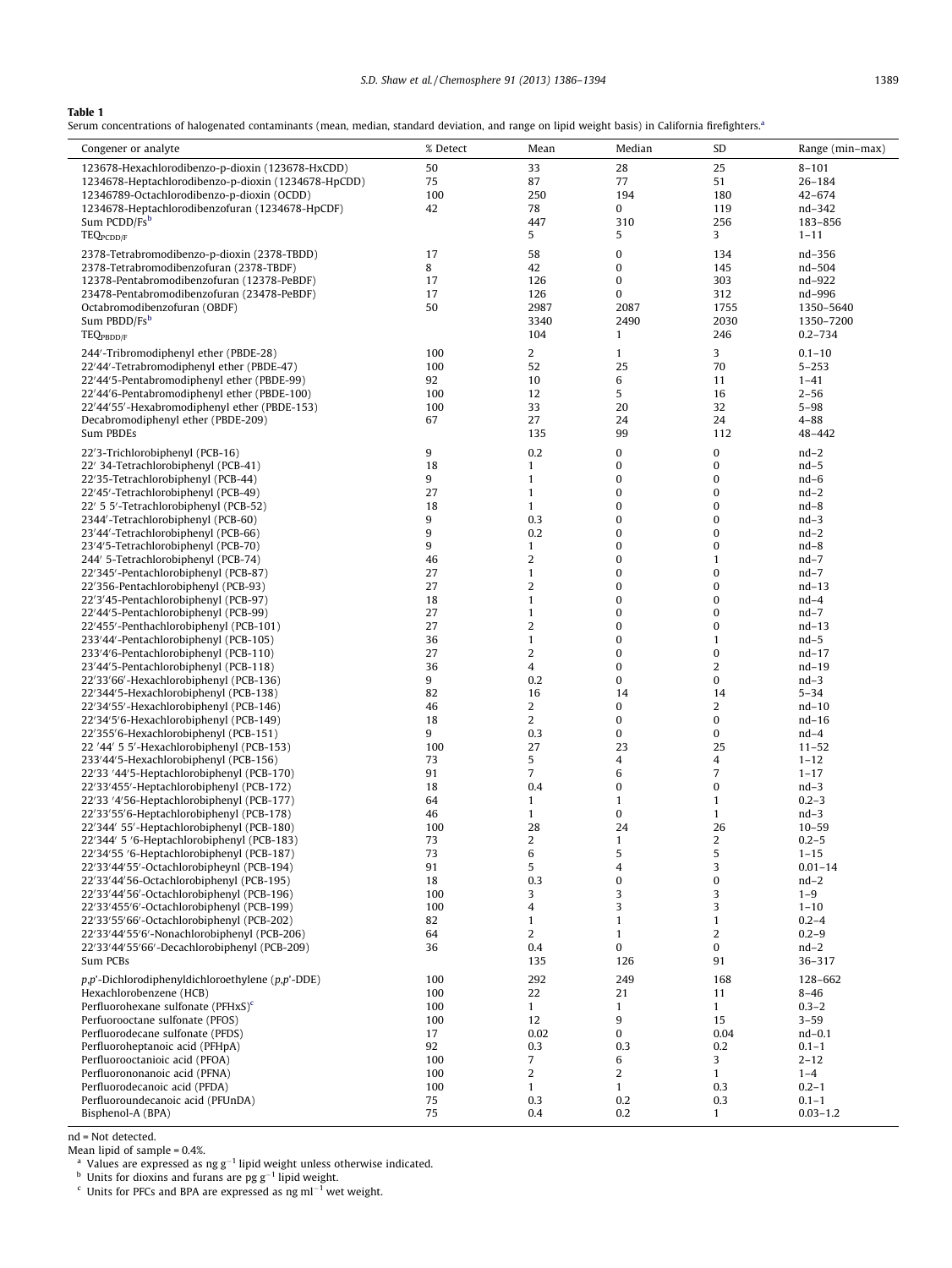**Table 1**
Serum concentrations of halogenated contaminants (mean, median, standard deviation, and range on lipid weight basis) in California firefighters.[a]

| Congener or analyte | % Detect | Mean | Median | SD | Range (min–max) |
|---|---|---|---|---|---|
| 123678-Hexachlorodibenzo-p-dioxin (123678-HxCDD) | 50 | 33 | 28 | 25 | 8–101 |
| 1234678-Heptachlorodibenzo-p-dioxin (1234678-HpCDD) | 75 | 87 | 77 | 51 | 26–184 |
| 12346789-Octachlorodibenzo-p-dioxin (OCDD) | 100 | 250 | 194 | 180 | 42–674 |
| 1234678-Heptachlorodibenzofuran (1234678-HpCDF) | 42 | 78 | 0 | 119 | nd–342 |
| Sum PCDD/Fs[b] | | 447 | 310 | 256 | 183–856 |
| $TEQ_{PCDD/F}$ | | 5 | 5 | 3 | 1–11 |
| 2378-Tetrabromodibenzo-p-dioxin (2378-TBDD) | 17 | 58 | 0 | 134 | nd–356 |
| 2378-Tetrabromodibenzofuran (2378-TBDF) | 8 | 42 | 0 | 145 | nd–504 |
| 12378-Pentabromodibenzofuran (12378-PeBDF) | 17 | 126 | 0 | 303 | nd–922 |
| 23478-Pentabromodibenzofuran (23478-PeBDF) | 17 | 126 | 0 | 312 | nd–996 |
| Octabromodibenzofuran (OBDF) | 50 | 2987 | 2087 | 1755 | 1350–5640 |
| Sum PBDD/Fs[b] | | 3340 | 2490 | 2030 | 1350–7200 |
| $TEQ_{PBDD/F}$ | | 104 | 1 | 246 | 0.2–734 |
| 244′-Tribromodiphenyl ether (PBDE-28) | 100 | 2 | 1 | 3 | 0.1–10 |
| 22′44′-Tetrabromodiphenyl ether (PBDE-47) | 100 | 52 | 25 | 70 | 5–253 |
| 22′44′5-Pentabromodiphenyl ether (PBDE-99) | 92 | 10 | 6 | 11 | 1–41 |
| 22′44′6-Pentabromodiphenyl ether (PBDE-100) | 100 | 12 | 5 | 16 | 2–56 |
| 22′44′55′-Hexabromodiphenyl ether (PBDE-153) | 100 | 33 | 20 | 32 | 5–98 |
| Decabromodiphenyl ether (PBDE-209) | 67 | 27 | 24 | 24 | 4–88 |
| Sum PBDEs | | 135 | 99 | 112 | 48–442 |
| 22′3-Trichlorobiphenyl (PCB-16) | 9 | 0.2 | 0 | 0 | nd–2 |
| 22′ 34-Tetrachlorobiphenyl (PCB-41) | 18 | 1 | 0 | 0 | nd–5 |
| 22′35-Tetrachlorobiphenyl (PCB-44) | 9 | 1 | 0 | 0 | nd–6 |
| 22′45′-Tetrachlorobiphenyl (PCB-49) | 27 | 1 | 0 | 0 | nd–2 |
| 22′ 5 5′-Tetrachlorobiphenyl (PCB-52) | 18 | 1 | 0 | 0 | nd–8 |
| 2344′-Tetrachlorobiphenyl (PCB-60) | 9 | 0.3 | 0 | 0 | nd–3 |
| 23′44′-Tetrachlorobiphenyl (PCB-66) | 9 | 0.2 | 0 | 0 | nd–2 |
| 23′4′5-Tetrachlorobiphenyl (PCB-70) | 9 | 1 | 0 | 0 | nd–8 |
| 244′ 5-Tetrachlorobiphenyl (PCB-74) | 46 | 2 | 0 | 1 | nd–7 |
| 22′345′-Pentachlorobiphenyl (PCB-87) | 27 | 1 | 0 | 0 | nd–7 |
| 22′356-Pentachlorobiphenyl (PCB-93) | 27 | 2 | 0 | 0 | nd–13 |
| 22′3′45-Pentachlorobiphenyl (PCB-97) | 18 | 1 | 0 | 0 | nd–4 |
| 22′44′5-Pentachlorobiphenyl (PCB-99) | 27 | 1 | 0 | 0 | nd–7 |
| 22′455′-Penthachlorobiphenyl (PCB-101) | 27 | 2 | 0 | 0 | nd–13 |
| 233′44′-Pentachlorobiphenyl (PCB-105) | 36 | 1 | 0 | 1 | nd–5 |
| 233′4′6-Pentachlorobiphenyl (PCB-110) | 27 | 2 | 0 | 0 | nd–17 |
| 23′44′5-Pentachlorobiphenyl (PCB-118) | 36 | 4 | 0 | 2 | nd–19 |
| 22′33′66′-Hexachlorobiphenyl (PCB-136) | 9 | 0.2 | 0 | 0 | nd–3 |
| 22′344′5-Hexachlorobiphenyl (PCB-138) | 82 | 16 | 14 | 14 | 5–34 |
| 22′34′55′-Hexachlorobiphenyl (PCB-146) | 46 | 2 | 0 | 2 | nd–10 |
| 22′34′5′6-Hexachlorobiphenyl (PCB-149) | 18 | 2 | 0 | 0 | nd–16 |
| 22′355′6-Hexachlorobiphenyl (PCB-151) | 9 | 0.3 | 0 | 0 | nd–4 |
| 22 ′44′ 5 5′-Hexachlorobiphenyl (PCB-153) | 100 | 27 | 23 | 25 | 11–52 |
| 233′44′5-Hexachlorobiphenyl (PCB-156) | 73 | 5 | 4 | 4 | 1–12 |
| 22′33 ′44′5-Heptachlorobiphenyl (PCB-170) | 91 | 7 | 6 | 7 | 1–17 |
| 22′33′455′-Heptachlorobiphenyl (PCB-172) | 18 | 0.4 | 0 | 0 | nd–3 |
| 22′33 ′4′56-Heptachlorobiphenyl (PCB-177) | 64 | 1 | 1 | 1 | 0.2–3 |
| 22′33′55′6-Heptachlorobiphenyl (PCB-178) | 46 | 1 | 0 | 1 | nd–3 |
| 22′344′ 55′-Heptachlorobiphenyl (PCB-180) | 100 | 28 | 24 | 26 | 10–59 |
| 22′344′ 5 ′6-Heptachlorobiphenyl (PCB-183) | 73 | 2 | 1 | 2 | 0.2–5 |
| 22′34′55 ′6-Heptachlorobiphenyl (PCB-187) | 73 | 6 | 5 | 5 | 1–15 |
| 22′33′44′55′-Octachlorobipheynl (PCB-194) | 91 | 5 | 4 | 3 | 0.01–14 |
| 22′33′44′56-Octachlorobiphenyl (PCB-195) | 18 | 0.3 | 0 | 0 | nd–2 |
| 22′33′44′56′-Octachlorobiphenyl (PCB-196) | 100 | 3 | 3 | 3 | 1–9 |
| 22′33′455′6′-Octachlorobiphenyl (PCB-199) | 100 | 4 | 3 | 3 | 1–10 |
| 22′33′55′66′-Octachlorobiphenyl (PCB-202) | 82 | 1 | 1 | 1 | 0.2–4 |
| 22′33′44′55′6′-Nonachlorobiphenyl (PCB-206) | 64 | 2 | 1 | 2 | 0.2–9 |
| 22′33′44′55′66′-Decachlorobiphenyl (PCB-209) | 36 | 0.4 | 0 | 0 | nd–2 |
| Sum PCBs | | 135 | 126 | 91 | 36–317 |
| *p,p*′-Dichlorodiphenyldichloroethylene (*p,p*′-DDE) | 100 | 292 | 249 | 168 | 128–662 |
| Hexachlorobenzene (HCB) | 100 | 22 | 21 | 11 | 8–46 |
| Perfluorohexane sulfonate (PFHxS)[c] | 100 | 1 | 1 | 1 | 0.3–2 |
| Perfuorooctane sulfonate (PFOS) | 100 | 12 | 9 | 15 | 3–59 |
| Perfluorodecane sulfonate (PFDS) | 17 | 0.02 | 0 | 0.04 | nd–0.1 |
| Perfluoroheptanoic acid (PFHpA) | 92 | 0.3 | 0.3 | 0.2 | 0.1–1 |
| Perfluorooctanioic acid (PFOA) | 100 | 7 | 6 | 3 | 2–12 |
| Perfluorononanoic acid (PFNA) | 100 | 2 | 2 | 1 | 1–4 |
| Perfluorodecanoic acid (PFDA) | 100 | 1 | 1 | 0.3 | 0.2–1 |
| Perfluoroundecanoic acid (PFUnDA) | 75 | 0.3 | 0.2 | 0.3 | 0.1–1 |
| Bisphenol-A (BPA) | 75 | 0.4 | 0.2 | 1 | 0.03–1.2 |

nd = Not detected.

Mean lipid of sample = 0.4%.

[a] Values are expressed as ng $g^{-1}$ lipid weight unless otherwise indicated.

[b] Units for dioxins and furans are pg $g^{-1}$ lipid weight.

[c] Units for PFCs and BPA are expressed as ng $ml^{-1}$ wet weight.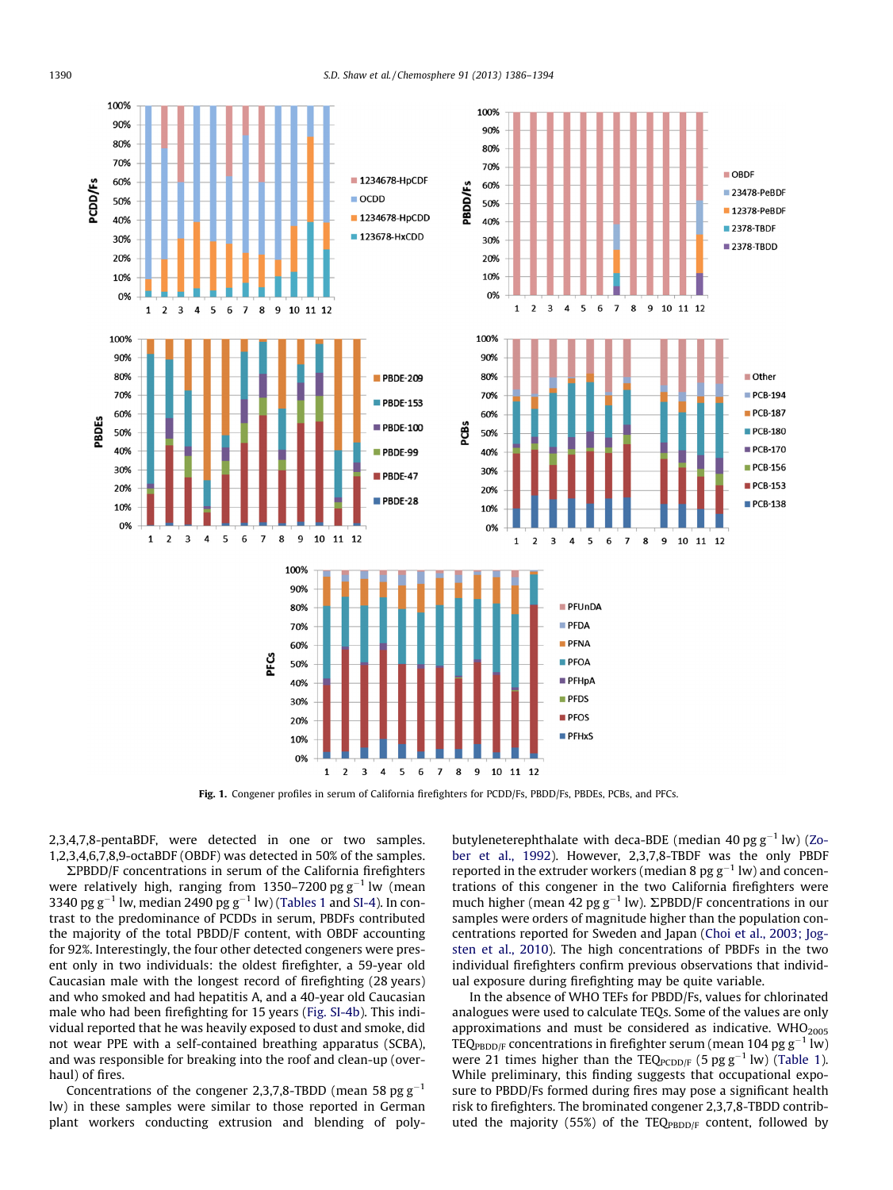Fig. 1. Congener profiles in serum of California firefighters for PCDD/Fs, PBDD/Fs, PBDEs, PCBs, and PFCs.

2,3,4,7,8-pentaBDF, were detected in one or two samples. 1,2,3,4,6,7,8,9-octaBDF (OBDF) was detected in 50% of the samples. ΣPBDD/F concentrations in serum of the California firefighters were relatively high, ranging from 1350–7200 pg $g^{-1}$ lw (mean 3340 pg $g^{-1}$ lw, median 2490 pg $g^{-1}$ lw) (Tables 1 and SI-4). In contrast to the predominance of PCDDs in serum, PBDFs contributed the majority of the total PBDD/F content, with OBDF accounting for 92%. Interestingly, the four other detected congeners were present only in two individuals: the oldest firefighter, a 59-year old Caucasian male with the longest record of firefighting (28 years) and who smoked and had hepatitis A, and a 40-year old Caucasian male who had been firefighting for 15 years (Fig. SI-4b). This individual reported that he was heavily exposed to dust and smoke, did not wear PPE with a self-contained breathing apparatus (SCBA), and was responsible for breaking into the roof and clean-up (overhaul) of fires.

Concentrations of the congener 2,3,7,8-TBDD (mean 58 pg $g^{-1}$ lw) in these samples were similar to those reported in German plant workers conducting extrusion and blending of polybutyleneterephthalate with deca-BDE (median 40 pg $g^{-1}$ lw) (Zober et al., 1992). However, 2,3,7,8-TBDF was the only PBDF reported in the extruder workers (median 8 pg $g^{-1}$ lw) and concentrations of this congener in the two California firefighters were much higher (mean 42 pg $g^{-1}$ lw). ΣPBDD/F concentrations in our samples were orders of magnitude higher than the population concentrations reported for Sweden and Japan (Choi et al., 2003; Jogsten et al., 2010). The high concentrations of PBDFs in the two individual firefighters confirm previous observations that individual exposure during firefighting may be quite variable.

In the absence of WHO TEFs for PBDD/Fs, values for chlorinated analogues were used to calculate TEQs. Some of the values are only approximations and must be considered as indicative. $WHO_{2005}$ $TEQ_{PBDD/F}$ concentrations in firefighter serum (mean 104 pg $g^{-1}$ lw) were 21 times higher than the $TEQ_{PCDD/F}$ (5 pg $g^{-1}$ lw) (Table 1). While preliminary, this finding suggests that occupational exposure to PBDD/Fs formed during fires may pose a significant health risk to firefighters. The brominated congener 2,3,7,8-TBDD contributed the majority (55%) of the $TEQ_{PBDD/F}$ content, followed by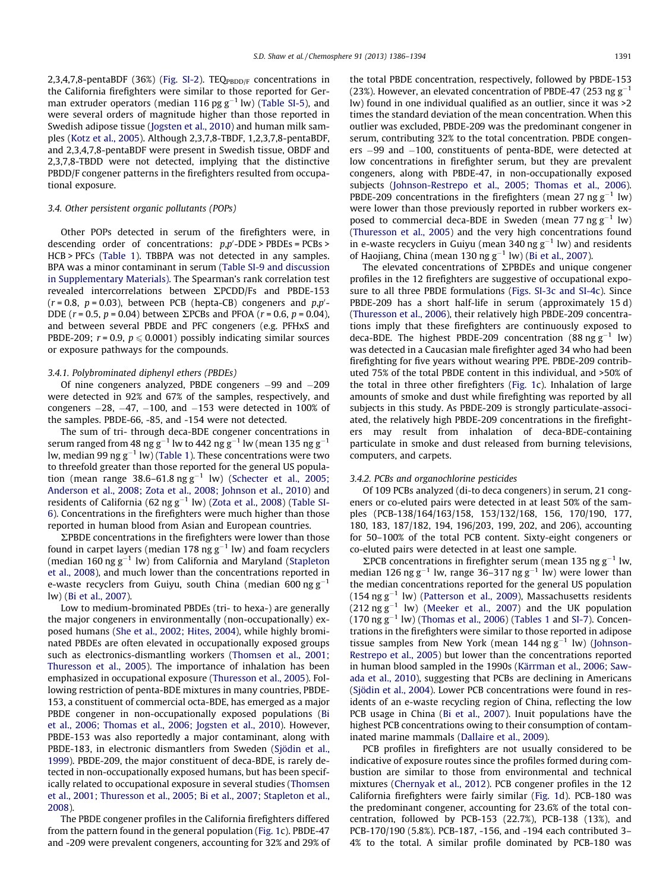2,3,4,7,8-pentaBDF (36%) (Fig. SI-2). $TEQ_{PBDD/F}$ concentrations in the California firefighters were similar to those reported for German extruder operators (median 116 pg $g^{-1}$ lw) (Table SI-5), and were several orders of magnitude higher than those reported in Swedish adipose tissue (Jogsten et al., 2010) and human milk samples (Kotz et al., 2005). Although 2,3,7,8-TBDF, 1,2,3,7,8-pentaBDF, and 2,3,4,7,8-pentaBDF were present in Swedish tissue, OBDF and 2,3,7,8-TBDD were not detected, implying that the distinctive PBDD/F congener patterns in the firefighters resulted from occupational exposure.

### 3.4. Other persistent organic pollutants (POPs)

Other POPs detected in serum of the firefighters were, in descending order of concentrations: *p,p'*-DDE > PBDEs = PCBs > HCB > PFCs (Table 1). TBBPA was not detected in any samples. BPA was a minor contaminant in serum (Table SI-9 and discussion in Supplementary Materials). The Spearman's rank correlation test revealed intercorrelations between ΣPCDD/Fs and PBDE-153 ($r = 0.8$, $p = 0.03$), between PCB (hepta-CB) congeners and *p,p'*-DDE ($r = 0.5$, $p = 0.04$) between ΣPCBs and PFOA ($r = 0.6$, $p = 0.04$), and between several PBDE and PFC congeners (e.g. PFHxS and PBDE-209; $r = 0.9$, $p \leqslant 0.0001$) possibly indicating similar sources or exposure pathways for the compounds.

#### 3.4.1. Polybrominated diphenyl ethers (PBDEs)

Of nine congeners analyzed, PBDE congeners −99 and −209 were detected in 92% and 67% of the samples, respectively, and congeners −28, −47, −100, and −153 were detected in 100% of the samples. PBDE-66, -85, and -154 were not detected.

The sum of tri- through deca-BDE congener concentrations in serum ranged from 48 ng $g^{-1}$ lw to 442 ng $g^{-1}$ lw (mean 135 ng $g^{-1}$ lw, median 99 ng $g^{-1}$ lw) (Table 1). These concentrations were two to threefold greater than those reported for the general US population (mean range 38.6–61.8 ng $g^{-1}$ lw) (Schecter et al., 2005; Anderson et al., 2008; Zota et al., 2008; Johnson et al., 2010) and residents of California (62 ng $g^{-1}$ lw) (Zota et al., 2008) (Table SI-6). Concentrations in the firefighters were much higher than those reported in human blood from Asian and European countries.

ΣPBDE concentrations in the firefighters were lower than those found in carpet layers (median 178 ng $g^{-1}$ lw) and foam recyclers (median 160 ng $g^{-1}$ lw) from California and Maryland (Stapleton et al., 2008), and much lower than the concentrations reported in e-waste recyclers from Guiyu, south China (median 600 ng $g^{-1}$ lw) (Bi et al., 2007).

Low to medium-brominated PBDEs (tri- to hexa-) are generally the major congeners in environmentally (non-occupationally) exposed humans (She et al., 2002; Hites, 2004), while highly brominated PBDEs are often elevated in occupationally exposed groups such as electronics-dismantling workers (Thomsen et al., 2001; Thuresson et al., 2005). The importance of inhalation has been emphasized in occupational exposure (Thuresson et al., 2005). Following restriction of penta-BDE mixtures in many countries, PBDE-153, a constituent of commercial octa-BDE, has emerged as a major PBDE congener in non-occupationally exposed populations (Bi et al., 2006; Thomas et al., 2006; Jogsten et al., 2010). However, PBDE-153 was also reportedly a major contaminant, along with PBDE-183, in electronic dismantlers from Sweden (Sjödin et al., 1999). PBDE-209, the major constituent of deca-BDE, is rarely detected in non-occupationally exposed humans, but has been specifically related to occupational exposure in several studies (Thomsen et al., 2001; Thuresson et al., 2005; Bi et al., 2007; Stapleton et al., 2008).

The PBDE congener profiles in the California firefighters differed from the pattern found in the general population (Fig. 1c). PBDE-47 and -209 were prevalent congeners, accounting for 32% and 29% of the total PBDE concentration, respectively, followed by PBDE-153 (23%). However, an elevated concentration of PBDE-47 (253 ng $g^{-1}$ lw) found in one individual qualified as an outlier, since it was >2 times the standard deviation of the mean concentration. When this outlier was excluded, PBDE-209 was the predominant congener in serum, contributing 32% to the total concentration. PBDE congeners −99 and −100, constituents of penta-BDE, were detected at low concentrations in firefighter serum, but they are prevalent congeners, along with PBDE-47, in non-occupationally exposed subjects (Johnson-Restrepo et al., 2005; Thomas et al., 2006). PBDE-209 concentrations in the firefighters (mean 27 ng $g^{-1}$ lw) were lower than those previously reported in rubber workers exposed to commercial deca-BDE in Sweden (mean 77 ng $g^{-1}$ lw) (Thuresson et al., 2005) and the very high concentrations found in e-waste recyclers in Guiyu (mean 340 ng $g^{-1}$ lw) and residents of Haojiang, China (mean 130 ng $g^{-1}$ lw) (Bi et al., 2007).

The elevated concentrations of ΣPBDEs and unique congener profiles in the 12 firefighters are suggestive of occupational exposure to all three PBDE formulations (Figs. SI-3c and SI-4c). Since PBDE-209 has a short half-life in serum (approximately 15 d) (Thuresson et al., 2006), their relatively high PBDE-209 concentrations imply that these firefighters are continuously exposed to deca-BDE. The highest PBDE-209 concentration (88 ng $g^{-1}$ lw) was detected in a Caucasian male firefighter aged 34 who had been firefighting for five years without wearing PPE. PBDE-209 contributed 75% of the total PBDE content in this individual, and >50% of the total in three other firefighters (Fig. 1c). Inhalation of large amounts of smoke and dust while firefighting was reported by all subjects in this study. As PBDE-209 is strongly particulate-associated, the relatively high PBDE-209 concentrations in the firefighters may result from inhalation of deca-BDE-containing particulate in smoke and dust released from burning televisions, computers, and carpets.

#### 3.4.2. PCBs and organochlorine pesticides

Of 109 PCBs analyzed (di-to deca congeners) in serum, 21 congeners or co-eluted pairs were detected in at least 50% of the samples (PCB-138/164/163/158, 153/132/168, 156, 170/190, 177, 180, 183, 187/182, 194, 196/203, 199, 202, and 206), accounting for 50–100% of the total PCB content. Sixty-eight congeners or co-eluted pairs were detected in at least one sample.

ΣPCB concentrations in firefighter serum (mean 135 ng $g^{-1}$ lw, median 126 ng $g^{-1}$ lw, range 36–317 ng $g^{-1}$ lw) were lower than the median concentrations reported for the general US population (154 ng $g^{-1}$ lw) (Patterson et al., 2009), Massachusetts residents (212 ng $g^{-1}$ lw) (Meeker et al., 2007) and the UK population (170 ng $g^{-1}$ lw) (Thomas et al., 2006) (Tables 1 and SI-7). Concentrations in the firefighters were similar to those reported in adipose tissue samples from New York (mean 144 ng $g^{-1}$ lw) (Johnson-Restrepo et al., 2005) but lower than the concentrations reported in human blood sampled in the 1990s (Kärrman et al., 2006; Sawada et al., 2010), suggesting that PCBs are declining in Americans (Sjödin et al., 2004). Lower PCB concentrations were found in residents of an e-waste recycling region of China, reflecting the low PCB usage in China (Bi et al., 2007). Inuit populations have the highest PCB concentrations owing to their consumption of contaminated marine mammals (Dallaire et al., 2009).

PCB profiles in firefighters are not usually considered to be indicative of exposure routes since the profiles formed during combustion are similar to those from environmental and technical mixtures (Chernyak et al., 2012). PCB congener profiles in the 12 California firefighters were fairly similar (Fig. 1d). PCB-180 was the predominant congener, accounting for 23.6% of the total concentration, followed by PCB-153 (22.7%), PCB-138 (13%), and PCB-170/190 (5.8%). PCB-187, -156, and -194 each contributed 3–4% to the total. A similar profile dominated by PCB-180 was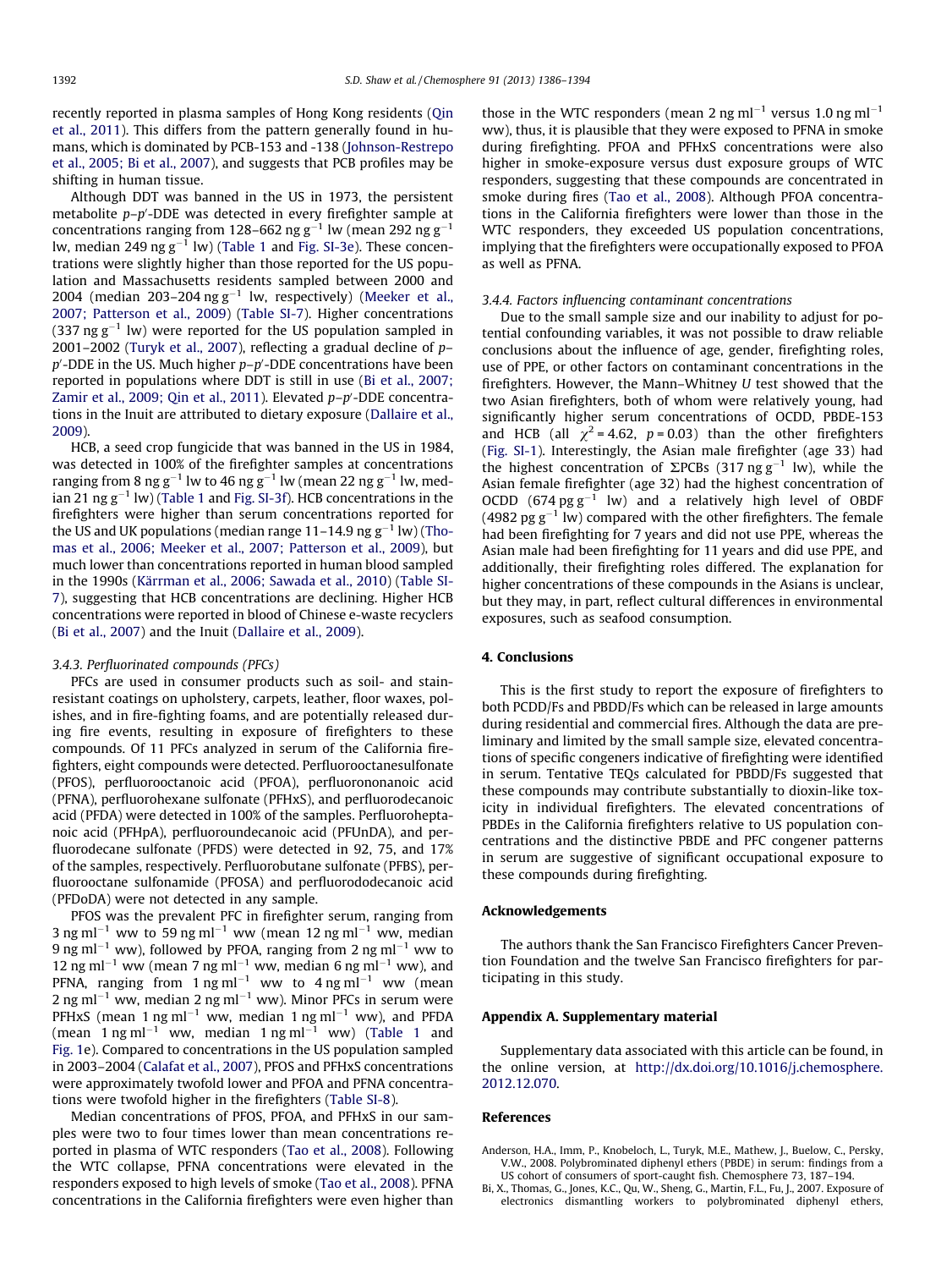recently reported in plasma samples of Hong Kong residents (Qin et al., 2011). This differs from the pattern generally found in humans, which is dominated by PCB-153 and -138 (Johnson-Restrepo et al., 2005; Bi et al., 2007), and suggests that PCB profiles may be shifting in human tissue.

Although DDT was banned in the US in 1973, the persistent metabolite *p*–*p*′-DDE was detected in every firefighter sample at concentrations ranging from 128–662 ng $g^{-1}$ lw (mean 292 ng $g^{-1}$ lw, median 249 ng $g^{-1}$ lw) (Table 1 and Fig. SI-3e). These concentrations were slightly higher than those reported for the US population and Massachusetts residents sampled between 2000 and 2004 (median 203–204 ng $g^{-1}$ lw, respectively) (Meeker et al., 2007; Patterson et al., 2009) (Table SI-7). Higher concentrations (337 ng $g^{-1}$ lw) were reported for the US population sampled in 2001–2002 (Turyk et al., 2007), reflecting a gradual decline of *p*–*p*′-DDE in the US. Much higher *p*–*p*′-DDE concentrations have been reported in populations where DDT is still in use (Bi et al., 2007; Zamir et al., 2009; Qin et al., 2011). Elevated *p*–*p*′-DDE concentrations in the Inuit are attributed to dietary exposure (Dallaire et al., 2009).

HCB, a seed crop fungicide that was banned in the US in 1984, was detected in 100% of the firefighter samples at concentrations ranging from 8 ng $g^{-1}$ lw to 46 ng $g^{-1}$ lw (mean 22 ng $g^{-1}$ lw, median 21 ng $g^{-1}$ lw) (Table 1 and Fig. SI-3f). HCB concentrations in the firefighters were higher than serum concentrations reported for the US and UK populations (median range 11–14.9 ng $g^{-1}$ lw) (Thomas et al., 2006; Meeker et al., 2007; Patterson et al., 2009), but much lower than concentrations reported in human blood sampled in the 1990s (Kärrman et al., 2006; Sawada et al., 2010) (Table SI-7), suggesting that HCB concentrations are declining. Higher HCB concentrations were reported in blood of Chinese e-waste recyclers (Bi et al., 2007) and the Inuit (Dallaire et al., 2009).

### 3.4.3. Perfluorinated compounds (PFCs)

PFCs are used in consumer products such as soil- and stain-resistant coatings on upholstery, carpets, leather, floor waxes, polishes, and in fire-fighting foams, and are potentially released during fire events, resulting in exposure of firefighters to these compounds. Of 11 PFCs analyzed in serum of the California firefighters, eight compounds were detected. Perfluorooctanesulfonate (PFOS), perfluorooctanoic acid (PFOA), perfluorononanoic acid (PFNA), perfluorohexane sulfonate (PFHxS), and perfluorodecanoic acid (PFDA) were detected in 100% of the samples. Perfluoroheptanoic acid (PFHpA), perfluoroundecanoic acid (PFUnDA), and perfluorodecane sulfonate (PFDS) were detected in 92, 75, and 17% of the samples, respectively. Perfluorobutane sulfonate (PFBS), perfluorooctane sulfonamide (PFOSA) and perfluorododecanoic acid (PFDoDA) were not detected in any sample.

PFOS was the prevalent PFC in firefighter serum, ranging from 3 ng $ml^{-1}$ ww to 59 ng $ml^{-1}$ ww (mean 12 ng $ml^{-1}$ ww, median 9 ng $ml^{-1}$ ww), followed by PFOA, ranging from 2 ng $ml^{-1}$ ww to 12 ng $ml^{-1}$ ww (mean 7 ng $ml^{-1}$ ww, median 6 ng $ml^{-1}$ ww), and PFNA, ranging from 1 ng $ml^{-1}$ ww to 4 ng $ml^{-1}$ ww (mean 2 ng $ml^{-1}$ ww, median 2 ng $ml^{-1}$ ww). Minor PFCs in serum were PFHxS (mean 1 ng $ml^{-1}$ ww, median 1 ng $ml^{-1}$ ww), and PFDA (mean 1 ng $ml^{-1}$ ww, median 1 ng $ml^{-1}$ ww) (Table 1 and Fig. 1e). Compared to concentrations in the US population sampled in 2003–2004 (Calafat et al., 2007), PFOS and PFHxS concentrations were approximately twofold lower and PFOA and PFNA concentrations were twofold higher in the firefighters (Table SI-8).

Median concentrations of PFOS, PFOA, and PFHxS in our samples were two to four times lower than mean concentrations reported in plasma of WTC responders (Tao et al., 2008). Following the WTC collapse, PFNA concentrations were elevated in the responders exposed to high levels of smoke (Tao et al., 2008). PFNA concentrations in the California firefighters were even higher than those in the WTC responders (mean 2 ng $ml^{-1}$ versus 1.0 ng $ml^{-1}$ ww), thus, it is plausible that they were exposed to PFNA in smoke during firefighting. PFOA and PFHxS concentrations were also higher in smoke-exposure versus dust exposure groups of WTC responders, suggesting that these compounds are concentrated in smoke during fires (Tao et al., 2008). Although PFOA concentrations in the California firefighters were lower than those in the WTC responders, they exceeded US population concentrations, implying that the firefighters were occupationally exposed to PFOA as well as PFNA.

### 3.4.4. Factors influencing contaminant concentrations

Due to the small sample size and our inability to adjust for potential confounding variables, it was not possible to draw reliable conclusions about the influence of age, gender, firefighting roles, use of PPE, or other factors on contaminant concentrations in the firefighters. However, the Mann–Whitney *U* test showed that the two Asian firefighters, both of whom were relatively young, had significantly higher serum concentrations of OCDD, PBDE-153 and HCB (all $\chi^2 = 4.62$, $p = 0.03$) than the other firefighters (Fig. SI-1). Interestingly, the Asian male firefighter (age 33) had the highest concentration of ΣPCBs (317 ng $g^{-1}$ lw), while the Asian female firefighter (age 32) had the highest concentration of OCDD (674 pg $g^{-1}$ lw) and a relatively high level of OBDF (4982 pg $g^{-1}$ lw) compared with the other firefighters. The female had been firefighting for 7 years and did not use PPE, whereas the Asian male had been firefighting for 11 years and did use PPE, and additionally, their firefighting roles differed. The explanation for higher concentrations of these compounds in the Asians is unclear, but they may, in part, reflect cultural differences in environmental exposures, such as seafood consumption.

## 4. Conclusions

This is the first study to report the exposure of firefighters to both PCDD/Fs and PBDD/Fs which can be released in large amounts during residential and commercial fires. Although the data are preliminary and limited by the small sample size, elevated concentrations of specific congeners indicative of firefighting were identified in serum. Tentative TEQs calculated for PBDD/Fs suggested that these compounds may contribute substantially to dioxin-like toxicity in individual firefighters. The elevated concentrations of PBDEs in the California firefighters relative to US population concentrations and the distinctive PBDE and PFC congener patterns in serum are suggestive of significant occupational exposure to these compounds during firefighting.

## Acknowledgements

The authors thank the San Francisco Firefighters Cancer Prevention Foundation and the twelve San Francisco firefighters for participating in this study.

## Appendix A. Supplementary material

Supplementary data associated with this article can be found, in the online version, at http://dx.doi.org/10.1016/j.chemosphere.2012.12.070.

## References

Anderson, H.A., Imm, P., Knobeloch, L., Turyk, M.E., Mathew, J., Buelow, C., Persky, V.W., 2008. Polybrominated diphenyl ethers (PBDE) in serum: findings from a US cohort of consumers of sport-caught fish. Chemosphere 73, 187–194.

Bi, X., Thomas, G., Jones, K.C., Qu, W., Sheng, G., Martin, F.L., Fu, J., 2007. Exposure of electronics dismantling workers to polybrominated diphenyl ethers,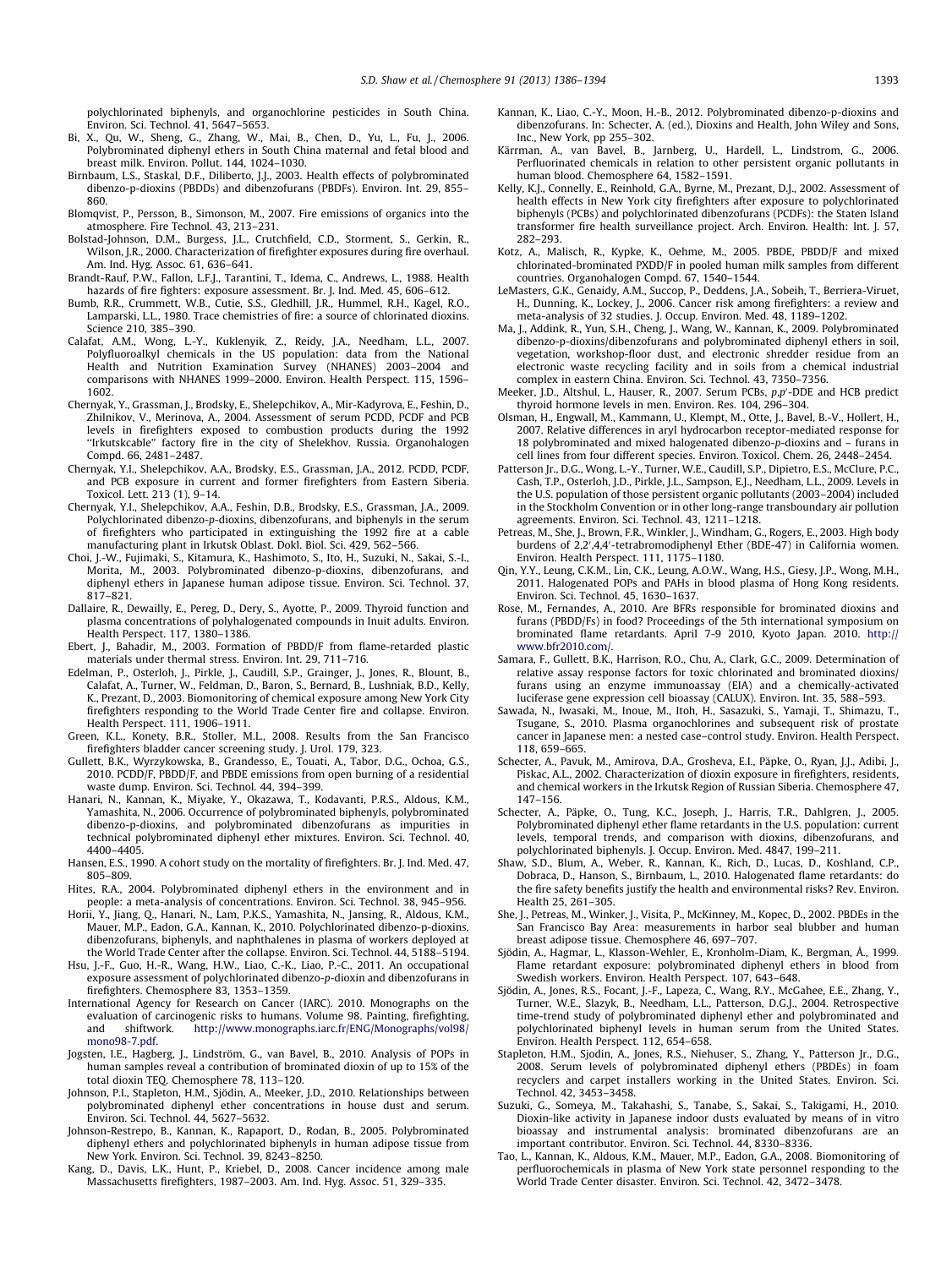polychlorinated biphenyls, and organochlorine pesticides in South China. Environ. Sci. Technol. 41, 5647–5653.

Bi, X., Qu, W., Sheng, G., Zhang, W., Mai, B., Chen, D., Yu, L., Fu, J., 2006. Polybrominated diphenyl ethers in South China maternal and fetal blood and breast milk. Environ. Pollut. 144, 1024–1030.

Birnbaum, L.S., Staskal, D.F., Diliberto, J.J., 2003. Health effects of polybrominated dibenzo-p-dioxins (PBDDs) and dibenzofurans (PBDFs). Environ. Int. 29, 855–860.

Blomqvist, P., Persson, B., Simonson, M., 2007. Fire emissions of organics into the atmosphere. Fire Technol. 43, 213–231.

Bolstad-Johnson, D.M., Burgess, J.L., Crutchfield, C.D., Storment, S., Gerkin, R., Wilson, J.R., 2000. Characterization of firefighter exposures during fire overhaul. Am. Ind. Hyg. Assoc. 61, 636–641.

Brandt-Rauf, P.W., Fallon, L.F.J., Tarantini, T., Idema, C., Andrews, L., 1988. Health hazards of fire fighters: exposure assessment. Br. J. Ind. Med. 45, 606–612.

Bumb, R.R., Crummett, W.B., Cutie, S.S., Gledhill, J.R., Hummel, R.H., Kagel, R.O., Lamparski, L.L., 1980. Trace chemistries of fire: a source of chlorinated dioxins. Science 210, 385–390.

Calafat, A.M., Wong, L.-Y., Kuklenyik, Z., Reidy, J.A., Needham, L.L., 2007. Polyfluoroalkyl chemicals in the US population: data from the National Health and Nutrition Examination Survey (NHANES) 2003–2004 and comparisons with NHANES 1999–2000. Environ. Health Perspect. 115, 1596–1602.

Chernyak, Y., Grassman, J., Brodsky, E., Shelepchikov, A., Mir-Kadyrova, E., Feshin, D., Zhilnikov, V., Merinova, A., 2004. Assessment of serum PCDD, PCDF and PCB levels in firefighters exposed to combustion products during the 1992 "Irkutskcable" factory fire in the city of Shelekhov. Russia. Organohalogen Compd. 66, 2481–2487.

Chernyak, Y.I., Shelepchikov, A.A., Brodsky, E.S., Grassman, J.A., 2012. PCDD, PCDF, and PCB exposure in current and former firefighters from Eastern Siberia. Toxicol. Lett. 213 (1), 9–14.

Chernyak, Y.I., Shelepchikov, A.A., Feshin, D.B., Brodsky, E.S., Grassman, J.A., 2009. Polychlorinated dibenzo-p-dioxins, dibenzofurans, and biphenyls in the serum of firefighters who participated in extinguishing the 1992 fire at a cable manufacturing plant in Irkutsk Oblast. Dokl. Biol. Sci. 429, 562–566.

Choi, J.-W., Fujimaki, S., Kitamura, K., Hashimoto, S., Ito, H., Suzuki, N., Sakai, S.-I., Morita, M., 2003. Polybrominated dibenzo-p-dioxins, dibenzofurans, and diphenyl ethers in Japanese human adipose tissue. Environ. Sci. Technol. 37, 817–821.

Dallaire, R., Dewailly, E., Pereg, D., Dery, S., Ayotte, P., 2009. Thyroid function and plasma concentrations of polyhalogenated compounds in Inuit adults. Environ. Health Perspect. 117, 1380–1386.

Ebert, J., Bahadir, M., 2003. Formation of PBDD/F from flame-retarded plastic materials under thermal stress. Environ. Int. 29, 711–716.

Edelman, P., Osterloh, J., Pirkle, J., Caudill, S.P., Grainger, J., Jones, R., Blount, B., Calafat, A., Turner, W., Feldman, D., Baron, S., Bernard, B., Lushniak, B.D., Kelly, K., Prezant, D., 2003. Biomonitoring of chemical exposure among New York City firefighters responding to the World Trade Center fire and collapse. Environ. Health Perspect. 111, 1906–1911.

Green, K.L., Konety, B.R., Stoller, M.L., 2008. Results from the San Francisco firefighters bladder cancer screening study. J. Urol. 179, 323.

Gullett, B.K., Wyrzykowska, B., Grandesso, E., Touati, A., Tabor, D.G., Ochoa, G.S., 2010. PCDD/F, PBDD/F, and PBDE emissions from open burning of a residential waste dump. Environ. Sci. Technol. 44, 394–399.

Hanari, N., Kannan, K., Miyake, Y., Okazawa, T., Kodavanti, P.R.S., Aldous, K.M., Yamashita, N., 2006. Occurrence of polybrominated biphenyls, polybrominated dibenzo-p-dioxins, and polybrominated dibenzofurans as impurities in technical polybrominated diphenyl ether mixtures. Environ. Sci. Technol. 40, 4400–4405.

Hansen, E.S., 1990. A cohort study on the mortality of firefighters. Br. J. Ind. Med. 47, 805–809.

Hites, R.A., 2004. Polybrominated diphenyl ethers in the environment and in people: a meta-analysis of concentrations. Environ. Sci. Technol. 38, 945–956.

Horii, Y., Jiang, Q., Hanari, N., Lam, P.K.S., Yamashita, N., Jansing, R., Aldous, K.M., Mauer, M.P., Eadon, G.A., Kannan, K., 2010. Polychlorinated dibenzo-p-dioxins, dibenzofurans, biphenyls, and naphthalenes in plasma of workers deployed at the World Trade Center after the collapse. Environ. Sci. Technol. 44, 5188–5194.

Hsu, J.-F., Guo, H.-R., Wang, H.W., Liao, C.-K., Liao, P.-C., 2011. An occupational exposure assessment of polychlorinated dibenzo-p-dioxin and dibenzofurans in firefighters. Chemosphere 83, 1353–1359.

International Agency for Research on Cancer (IARC). 2010. Monographs on the evaluation of carcinogenic risks to humans. Volume 98. Painting, firefighting, and shiftwork. http://www.monographs.iarc.fr/ENG/Monographs/vol98/mono98-7.pdf.

Jogsten, I.E., Hagberg, J., Lindström, G., van Bavel, B., 2010. Analysis of POPs in human samples reveal a contribution of brominated dioxin of up to 15% of the total dioxin TEQ. Chemosphere 78, 113–120.

Johnson, P.I., Stapleton, H.M., Sjödin, A., Meeker, J.D., 2010. Relationships between polybrominated diphenyl ether concentrations in house dust and serum. Environ. Sci. Technol. 44, 5627–5632.

Johnson-Restrepo, B., Kannan, K., Rapaport, D., Rodan, B., 2005. Polybrominated diphenyl ethers and polychlorinated biphenyls in human adipose tissue from New York. Environ. Sci. Technol. 39, 8243–8250.

Kang, D., Davis, L.K., Hunt, P., Kriebel, D., 2008. Cancer incidence among male Massachusetts firefighters, 1987–2003. Am. Ind. Hyg. Assoc. 51, 329–335.

Kannan, K., Liao, C.-Y., Moon, H.-B., 2012. Polybrominated dibenzo-p-dioxins and dibenzofurans. In: Schecter, A. (ed.), Dioxins and Health, John Wiley and Sons, Inc., New York, pp 255–302.

Kärrman, A., van Bavel, B., Jarnberg, U., Hardell, L., Lindstrom, G., 2006. Perfluorinated chemicals in relation to other persistent organic pollutants in human blood. Chemosphere 64, 1582–1591.

Kelly, K.J., Connelly, E., Reinhold, G.A., Byrne, M., Prezant, D.J., 2002. Assessment of health effects in New York city firefighters after exposure to polychlorinated biphenyls (PCBs) and polychlorinated dibenzofurans (PCDFs): the Staten Island transformer fire health surveillance project. Arch. Environ. Health: Int. J. 57, 282–293.

Kotz, A., Malisch, R., Kypke, K., Oehme, M., 2005. PBDE, PBDD/F and mixed chlorinated-brominated PXDD/F in pooled human milk samples from different countries. Organohalogen Compd. 67, 1540–1544.

LeMasters, G.K., Genaidy, A.M., Succop, P., Deddens, J.A., Sobeih, T., Berriera-Viruet, H., Dunning, K., Lockey, J., 2006. Cancer risk among firefighters: a review and meta-analysis of 32 studies. J. Occup. Environ. Med. 48, 1189–1202.

Ma, J., Addink, R., Yun, S.H., Cheng, J., Wang, W., Kannan, K., 2009. Polybrominated dibenzo-p-dioxins/dibenzofurans and polybrominated diphenyl ethers in soil, vegetation, workshop-floor dust, and electronic shredder residue from an electronic waste recycling facility and in soils from a chemical industrial complex in eastern China. Environ. Sci. Technol. 43, 7350–7356.

Meeker, J.D., Altshul, L., Hauser, R., 2007. Serum PCBs, *p,p′*-DDE and HCB predict thyroid hormone levels in men. Environ. Res. 104, 296–304.

Olsman, H., Engwall, M., Kammann, U., Klempt, M., Otte, J., Bavel, B.-V., Hollert, H., 2007. Relative differences in aryl hydrocarbon receptor-mediated response for 18 polybrominated and mixed halogenated dibenzo-*p*-dioxins and – furans in cell lines from four different species. Environ. Toxicol. Chem. 26, 2448–2454.

Patterson Jr., D.G., Wong, L.-Y., Turner, W.E., Caudill, S.P., Dipietro, E.S., McClure, P.C., Cash, T.P., Osterloh, J.D., Pirkle, J.L., Sampson, E.J., Needham, L.L., 2009. Levels in the U.S. population of those persistent organic pollutants (2003–2004) included in the Stockholm Convention or in other long-range transboundary air pollution agreements. Environ. Sci. Technol. 43, 1211–1218.

Petreas, M., She, J., Brown, F.R., Winkler, J., Windham, G., Rogers, E., 2003. High body burdens of 2,2′,4,4′-tetrabromodiphenyl Ether (BDE-47) in California women. Environ. Health Perspect. 111, 1175–1180.

Qin, Y.Y., Leung, C.K.M., Lin, C.K., Leung, A.O.W., Wang, H.S., Giesy, J.P., Wong, M.H., 2011. Halogenated POPs and PAHs in blood plasma of Hong Kong residents. Environ. Sci. Technol. 45, 1630–1637.

Rose, M., Fernandes, A., 2010. Are BFRs responsible for brominated dioxins and furans (PBDD/Fs) in food? Proceedings of the 5th international symposium on brominated flame retardants. April 7-9 2010, Kyoto Japan. 2010. http://www.bfr2010.com/.

Samara, F., Gullett, B.K., Harrison, R.O., Chu, A., Clark, G.C., 2009. Determination of relative assay response factors for toxic chlorinated and brominated dioxins/furans using an enzyme immunoassay (EIA) and a chemically-activated luciferase gene expression cell bioassay (CALUX). Environ. Int. 35, 588–593.

Sawada, N., Iwasaki, M., Inoue, M., Itoh, H., Sasazuki, S., Yamaji, T., Shimazu, T., Tsugane, S., 2010. Plasma organochlorines and subsequent risk of prostate cancer in Japanese men: a nested case–control study. Environ. Health Perspect. 118, 659–665.

Schecter, A., Pavuk, M., Amirova, D.A., Grosheva, E.I., Päpke, O., Ryan, J.J., Adibi, J., Piskac, A.L., 2002. Characterization of dioxin exposure in firefighters, residents, and chemical workers in the Irkutsk Region of Russian Siberia. Chemosphere 47, 147–156.

Schecter, A., Päpke, O., Tung, K.C., Joseph, J., Harris, T.R., Dahlgren, J., 2005. Polybrominated diphenyl ether flame retardants in the U.S. population: current levels, temporal trends, and comparison with dioxins, dibenzofurans, and polychlorinated biphenyls. J. Occup. Environ. Med. 4847, 199–211.

Shaw, S.D., Blum, A., Weber, R., Kannan, K., Rich, D., Lucas, D., Koshland, C.P., Dobraca, D., Hanson, S., Birnbaum, L., 2010. Halogenated flame retardants: do the fire safety benefits justify the health and environmental risks? Rev. Environ. Health 25, 261–305.

She, J., Petreas, M., Winker, J., Visita, P., McKinney, M., Kopec, D., 2002. PBDEs in the San Francisco Bay Area: measurements in harbor seal blubber and human breast adipose tissue. Chemosphere 46, 697–707.

Sjödin, A., Hagmar, L., Klasson-Wehler, E., Kronholm-Diam, K., Bergman, Å., 1999. Flame retardant exposure: polybrominated diphenyl ethers in blood from Swedish workers. Environ. Health Perspect. 107, 643–648.

Sjödin, A., Jones, R.S., Focant, J.-F., Lapeza, C., Wang, R.Y., McGahee, E.E., Zhang, Y., Turner, W.E., Slazyk, B., Needham, L.L., Patterson, D.G.J., 2004. Retrospective time-trend study of polybrominated diphenyl ether and polybrominated and polychlorinated biphenyl levels in human serum from the United States. Environ. Health Perspect. 112, 654–658.

Stapleton, H.M., Sjodin, A., Jones, R.S., Niehuser, S., Zhang, Y., Patterson Jr., D.G., 2008. Serum levels of polybrominated diphenyl ethers (PBDEs) in foam recyclers and carpet installers working in the United States. Environ. Sci. Technol. 42, 3453–3458.

Suzuki, G., Someya, M., Takahashi, S., Tanabe, S., Sakai, S., Takigami, H., 2010. Dioxin-like activity in Japanese indoor dusts evaluated by means of in vitro bioassay and instrumental analysis: brominated dibenzofurans are an important contributor. Environ. Sci. Technol. 44, 8330–8336.

Tao, L., Kannan, K., Aldous, K.M., Mauer, M.P., Eadon, G.A., 2008. Biomonitoring of perfluorochemicals in plasma of New York state personnel responding to the World Trade Center disaster. Environ. Sci. Technol. 42, 3472–3478.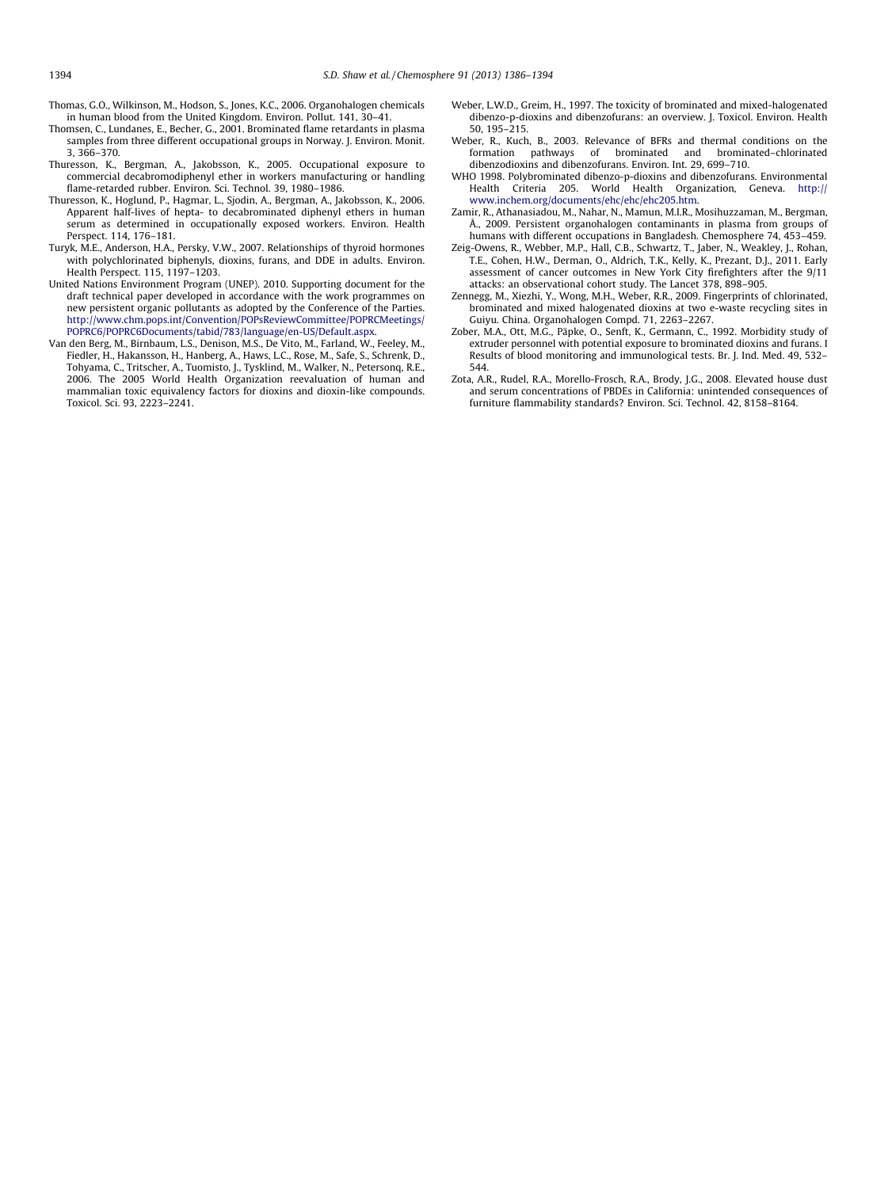Thomas, G.O., Wilkinson, M., Hodson, S., Jones, K.C., 2006. Organohalogen chemicals in human blood from the United Kingdom. Environ. Pollut. 141, 30–41.

Thomsen, C., Lundanes, E., Becher, G., 2001. Brominated flame retardants in plasma samples from three different occupational groups in Norway. J. Environ. Monit. 3, 366–370.

Thuresson, K., Bergman, A., Jakobsson, K., 2005. Occupational exposure to commercial decabromodiphenyl ether in workers manufacturing or handling flame-retarded rubber. Environ. Sci. Technol. 39, 1980–1986.

Thuresson, K., Hoglund, P., Hagmar, L., Sjodin, A., Bergman, A., Jakobsson, K., 2006. Apparent half-lives of hepta- to decabrominated diphenyl ethers in human serum as determined in occupationally exposed workers. Environ. Health Perspect. 114, 176–181.

Turyk, M.E., Anderson, H.A., Persky, V.W., 2007. Relationships of thyroid hormones with polychlorinated biphenyls, dioxins, furans, and DDE in adults. Environ. Health Perspect. 115, 1197–1203.

United Nations Environment Program (UNEP). 2010. Supporting document for the draft technical paper developed in accordance with the work programmes on new persistent organic pollutants as adopted by the Conference of the Parties. http://www.chm.pops.int/Convention/POPsReviewCommittee/POPRCMeetings/POPRC6/POPRC6Documents/tabid/783/language/en-US/Default.aspx.

Van den Berg, M., Birnbaum, L.S., Denison, M.S., De Vito, M., Farland, W., Feeley, M., Fiedler, H., Hakansson, H., Hanberg, A., Haws, L.C., Rose, M., Safe, S., Schrenk, D., Tohyama, C., Tritscher, A., Tuomisto, J., Tysklind, M., Walker, N., Petersonq, R.E., 2006. The 2005 World Health Organization reevaluation of human and mammalian toxic equivalency factors for dioxins and dioxin-like compounds. Toxicol. Sci. 93, 2223–2241.

Weber, L.W.D., Greim, H., 1997. The toxicity of brominated and mixed-halogenated dibenzo-p-dioxins and dibenzofurans: an overview. J. Toxicol. Environ. Health 50, 195–215.

Weber, R., Kuch, B., 2003. Relevance of BFRs and thermal conditions on the formation pathways of brominated and brominated–chlorinated dibenzodioxins and dibenzofurans. Environ. Int. 29, 699–710.

WHO 1998. Polybrominated dibenzo-p-dioxins and dibenzofurans. Environmental Health Criteria 205. World Health Organization, Geneva. http://www.inchem.org/documents/ehc/ehc/ehc205.htm.

Zamir, R., Athanasiadou, M., Nahar, N., Mamun, M.I.R., Mosihuzzaman, M., Bergman, Å., 2009. Persistent organohalogen contaminants in plasma from groups of humans with different occupations in Bangladesh. Chemosphere 74, 453–459.

Zeig-Owens, R., Webber, M.P., Hall, C.B., Schwartz, T., Jaber, N., Weakley, J., Rohan, T.E., Cohen, H.W., Derman, O., Aldrich, T.K., Kelly, K., Prezant, D.J., 2011. Early assessment of cancer outcomes in New York City firefighters after the 9/11 attacks: an observational cohort study. The Lancet 378, 898–905.

Zennegg, M., Xiezhi, Y., Wong, M.H., Weber, R.R., 2009. Fingerprints of chlorinated, brominated and mixed halogenated dioxins at two e-waste recycling sites in Guiyu. China. Organohalogen Compd. 71, 2263–2267.

Zober, M.A., Ott, M.G., Päpke, O., Senft, K., Germann, C., 1992. Morbidity study of extruder personnel with potential exposure to brominated dioxins and furans. I Results of blood monitoring and immunological tests. Br. J. Ind. Med. 49, 532–544.

Zota, A.R., Rudel, R.A., Morello-Frosch, R.A., Brody, J.G., 2008. Elevated house dust and serum concentrations of PBDEs in California: unintended consequences of furniture flammability standards? Environ. Sci. Technol. 42, 8158–8164.